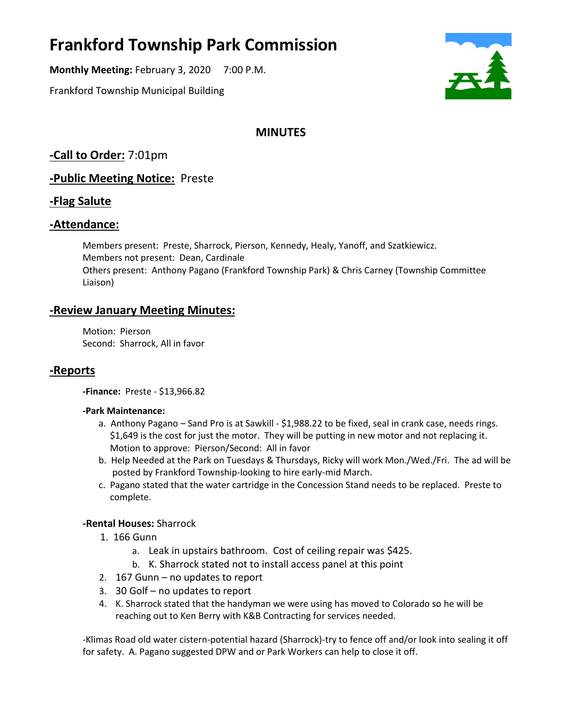# Frankford Township Park Commission

**Monthly Meeting:** February 3, 2020 7:00 P.M.

Frankford Township Municipal Building

## MINUTES

## -Call to Order: 7:01pm

## -Public Meeting Notice: Preste

## -Flag Salute

## -Attendance:

Members present: Preste, Sharrock, Pierson, Kennedy, Healy, Yanoff, and Szatkiewicz.
Members not present: Dean, Cardinale
Others present: Anthony Pagano (Frankford Township Park) & Chris Carney (Township Committee Liaison)

## -Review January Meeting Minutes:

Motion: Pierson
Second: Sharrock, All in favor

## -Reports

**-Finance:** Preste - $13,966.82

**-Park Maintenance:**

a. Anthony Pagano – Sand Pro is at Sawkill - $1,988.22 to be fixed, seal in crank case, needs rings. $1,649 is the cost for just the motor. They will be putting in new motor and not replacing it. Motion to approve: Pierson/Second: All in favor
b. Help Needed at the Park on Tuesdays & Thursdays, Ricky will work Mon./Wed./Fri. The ad will be posted by Frankford Township-looking to hire early-mid March.
c. Pagano stated that the water cartridge in the Concession Stand needs to be replaced. Preste to complete.

**-Rental Houses:** Sharrock

1. 166 Gunn
   a. Leak in upstairs bathroom. Cost of ceiling repair was $425.
   b. K. Sharrock stated not to install access panel at this point
2. 167 Gunn – no updates to report
3. 30 Golf – no updates to report
4. K. Sharrock stated that the handyman we were using has moved to Colorado so he will be reaching out to Ken Berry with K&B Contracting for services needed.

-Klimas Road old water cistern-potential hazard (Sharrock)-try to fence off and/or look into sealing it off for safety. A. Pagano suggested DPW and or Park Workers can help to close it off.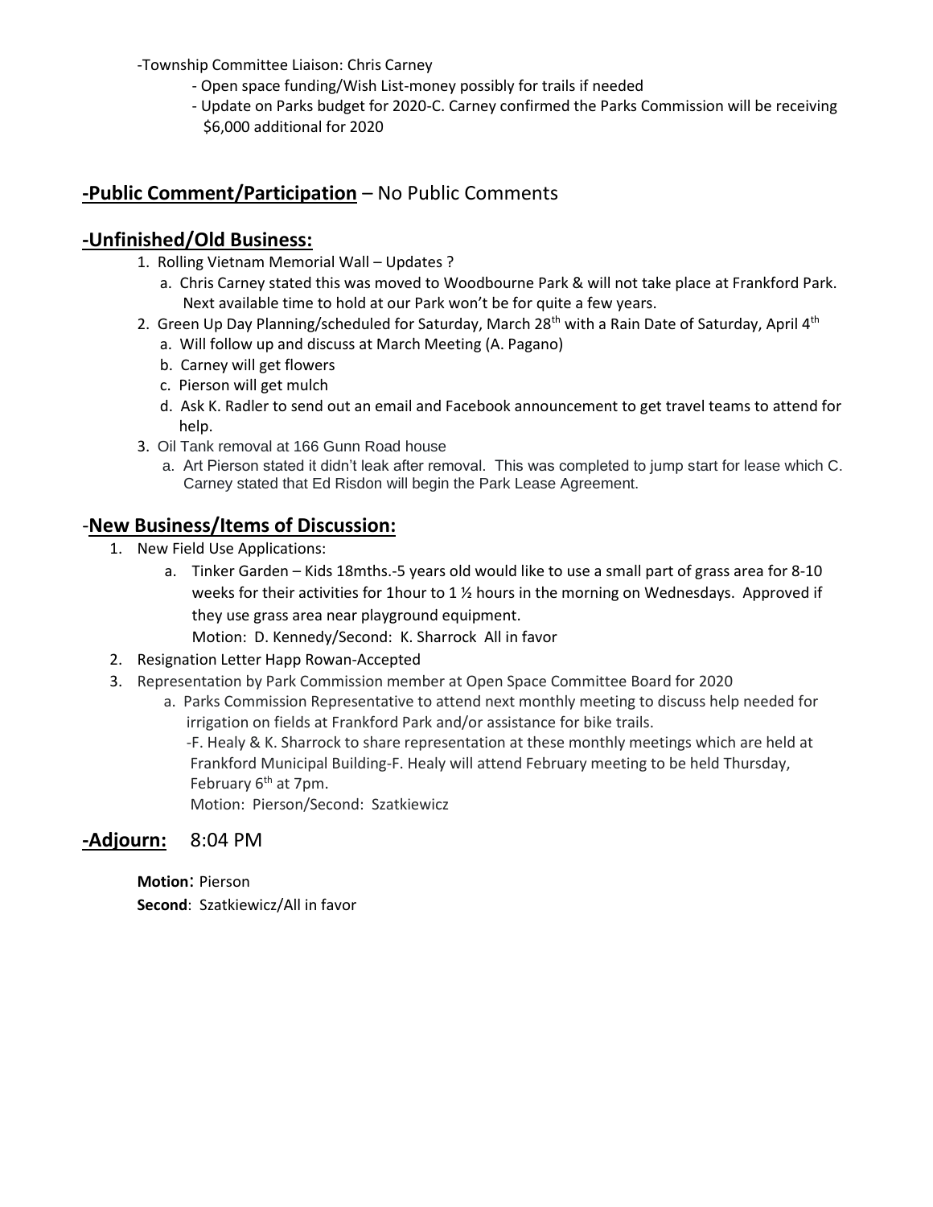-Township Committee Liaison: Chris Carney

- Open space funding/Wish List-money possibly for trails if needed
- Update on Parks budget for 2020-C. Carney confirmed the Parks Commission will be receiving $6,000 additional for 2020

## **-Public Comment/Participation** – No Public Comments

## **-Unfinished/Old Business:**

1. Rolling Vietnam Memorial Wall – Updates ?
   a. Chris Carney stated this was moved to Woodbourne Park & will not take place at Frankford Park. Next available time to hold at our Park won't be for quite a few years.
2. Green Up Day Planning/scheduled for Saturday, March 28th with a Rain Date of Saturday, April 4th
   a. Will follow up and discuss at March Meeting (A. Pagano)
   b. Carney will get flowers
   c. Pierson will get mulch
   d. Ask K. Radler to send out an email and Facebook announcement to get travel teams to attend for help.
3. Oil Tank removal at 166 Gunn Road house
   a. Art Pierson stated it didn't leak after removal. This was completed to jump start for lease which C. Carney stated that Ed Risdon will begin the Park Lease Agreement.

## -**New Business/Items of Discussion:**

1. New Field Use Applications:
   a. Tinker Garden – Kids 18mths.-5 years old would like to use a small part of grass area for 8-10 weeks for their activities for 1hour to 1 ½ hours in the morning on Wednesdays. Approved if they use grass area near playground equipment.
   Motion: D. Kennedy/Second: K. Sharrock All in favor
2. Resignation Letter Happ Rowan-Accepted
3. Representation by Park Commission member at Open Space Committee Board for 2020
   a. Parks Commission Representative to attend next monthly meeting to discuss help needed for irrigation on fields at Frankford Park and/or assistance for bike trails.
   -F. Healy & K. Sharrock to share representation at these monthly meetings which are held at Frankford Municipal Building-F. Healy will attend February meeting to be held Thursday, February 6th at 7pm.
   Motion: Pierson/Second: Szatkiewicz

## **-Adjourn:** 8:04 PM

**Motion**: Pierson
**Second**: Szatkiewicz/All in favor